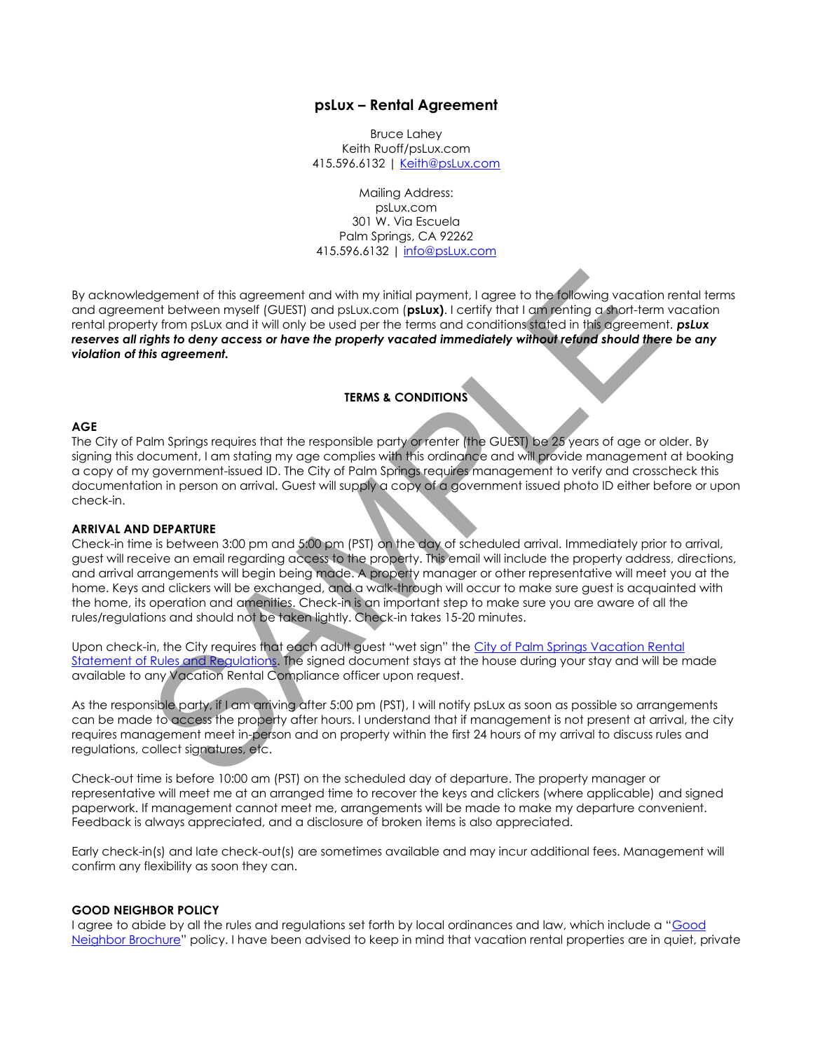# psLux – Rental Agreement

Bruce Lahey
Keith Ruoff/psLux.com
415.596.6132 | [Keith@psLux.com](mailto:Keith@psLux.com)

Mailing Address:
psLux.com
301 W. Via Escuela
Palm Springs, CA 92262
415.596.6132 | [info@psLux.com](mailto:info@psLux.com)

By acknowledgement of this agreement and with my initial payment, I agree to the following vacation rental terms and agreement between myself (GUEST) and psLux.com (**psLux)**. I certify that I am renting a short-term vacation rental property from psLux and it will only be used per the terms and conditions stated in this agreement. ***psLux reserves all rights to deny access or have the property vacated immediately without refund should there be any violation of this agreement.***

## TERMS & CONDITIONS

### AGE

The City of Palm Springs requires that the responsible party or renter (the GUEST) be 25 years of age or older. By signing this document, I am stating my age complies with this ordinance and will provide management at booking a copy of my government-issued ID. The City of Palm Springs requires management to verify and crosscheck this documentation in person on arrival. Guest will supply a copy of a government issued photo ID either before or upon check-in.

### ARRIVAL AND DEPARTURE

Check-in time is between 3:00 pm and 5:00 pm (PST) on the day of scheduled arrival. Immediately prior to arrival, guest will receive an email regarding access to the property. This email will include the property address, directions, and arrival arrangements will begin being made. A property manager or other representative will meet you at the home. Keys and clickers will be exchanged, and a walk-through will occur to make sure guest is acquainted with the home, its operation and amenities. Check-in is an important step to make sure you are aware of all the rules/regulations and should not be taken lightly. Check-in takes 15-20 minutes.

Upon check-in, the City requires that each adult guest "wet sign" the City of Palm Springs Vacation Rental Statement of Rules and Regulations. The signed document stays at the house during your stay and will be made available to any Vacation Rental Compliance officer upon request.

As the responsible party, if I am arriving after 5:00 pm (PST), I will notify psLux as soon as possible so arrangements can be made to access the property after hours. I understand that if management is not present at arrival, the city requires management meet in-person and on property within the first 24 hours of my arrival to discuss rules and regulations, collect signatures, etc.

Check-out time is before 10:00 am (PST) on the scheduled day of departure. The property manager or representative will meet me at an arranged time to recover the keys and clickers (where applicable) and signed paperwork. If management cannot meet me, arrangements will be made to make my departure convenient. Feedback is always appreciated, and a disclosure of broken items is also appreciated.

Early check-in(s) and late check-out(s) are sometimes available and may incur additional fees. Management will confirm any flexibility as soon they can.

### GOOD NEIGHBOR POLICY

I agree to abide by all the rules and regulations set forth by local ordinances and law, which include a "Good Neighbor Brochure" policy. I have been advised to keep in mind that vacation rental properties are in quiet, private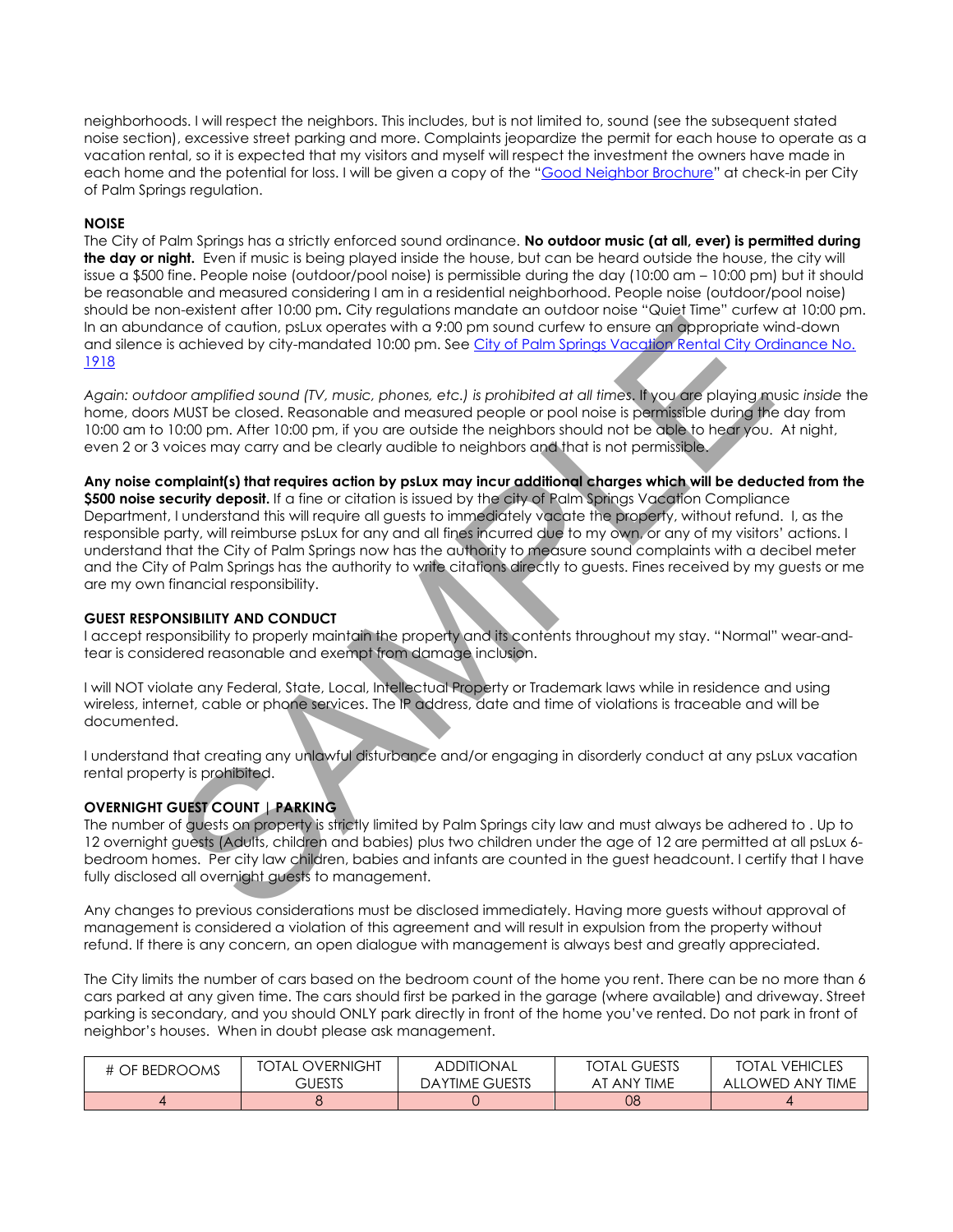neighborhoods. I will respect the neighbors. This includes, but is not limited to, sound (see the subsequent stated noise section), excessive street parking and more. Complaints jeopardize the permit for each house to operate as a vacation rental, so it is expected that my visitors and myself will respect the investment the owners have made in each home and the potential for loss. I will be given a copy of the "[Good Neighbor Brochure]" at check-in per City of Palm Springs regulation.

**NOISE**

The City of Palm Springs has a strictly enforced sound ordinance. **No outdoor music (at all, ever) is permitted during the day or night.** Even if music is being played inside the house, but can be heard outside the house, the city will issue a $500 fine. People noise (outdoor/pool noise) is permissible during the day (10:00 am – 10:00 pm) but it should be reasonable and measured considering I am in a residential neighborhood. People noise (outdoor/pool noise) should be non-existent after 10:00 pm**.** City regulations mandate an outdoor noise "Quiet Time" curfew at 10:00 pm. In an abundance of caution, psLux operates with a 9:00 pm sound curfew to ensure an appropriate wind-down and silence is achieved by city-mandated 10:00 pm. See [City of Palm Springs Vacation Rental City Ordinance No. 1918]

*Again: outdoor amplified sound (TV, music, phones, etc.) is prohibited at all times.* If you are playing music *inside* the home, doors MUST be closed. Reasonable and measured people or pool noise is permissible during the day from 10:00 am to 10:00 pm. After 10:00 pm, if you are outside the neighbors should not be able to hear you. At night, even 2 or 3 voices may carry and be clearly audible to neighbors and that is not permissible.

**Any noise complaint(s) that requires action by psLux may incur additional charges which will be deducted from the $500 noise security deposit.** If a fine or citation is issued by the city of Palm Springs Vacation Compliance Department, I understand this will require all guests to immediately vacate the property, without refund. I, as the responsible party, will reimburse psLux for any and all fines incurred due to my own, or any of my visitors' actions. I understand that the City of Palm Springs now has the authority to measure sound complaints with a decibel meter and the City of Palm Springs has the authority to write citations directly to guests. Fines received by my guests or me are my own financial responsibility.

**GUEST RESPONSIBILITY AND CONDUCT**

I accept responsibility to properly maintain the property and its contents throughout my stay. "Normal" wear-and-tear is considered reasonable and exempt from damage inclusion.

I will NOT violate any Federal, State, Local, Intellectual Property or Trademark laws while in residence and using wireless, internet, cable or phone services. The IP address, date and time of violations is traceable and will be documented.

I understand that creating any unlawful disturbance and/or engaging in disorderly conduct at any psLux vacation rental property is prohibited.

**OVERNIGHT GUEST COUNT | PARKING**

The number of guests on property is strictly limited by Palm Springs city law and must always be adhered to . Up to 12 overnight guests (Adults, children and babies) plus two children under the age of 12 are permitted at all psLux 6-bedroom homes. Per city law children, babies and infants are counted in the guest headcount. I certify that I have fully disclosed all overnight guests to management.

Any changes to previous considerations must be disclosed immediately. Having more guests without approval of management is considered a violation of this agreement and will result in expulsion from the property without refund. If there is any concern, an open dialogue with management is always best and greatly appreciated.

The City limits the number of cars based on the bedroom count of the home you rent. There can be no more than 6 cars parked at any given time. The cars should first be parked in the garage (where available) and driveway. Street parking is secondary, and you should ONLY park directly in front of the home you've rented. Do not park in front of neighbor's houses. When in doubt please ask management.

| # OF BEDROOMS | TOTAL OVERNIGHT GUESTS | ADDITIONAL DAYTIME GUESTS | TOTAL GUESTS AT ANY TIME | TOTAL VEHICLES ALLOWED ANY TIME |
|---|---|---|---|---|
| 4 | 8 | 0 | 08 | 4 |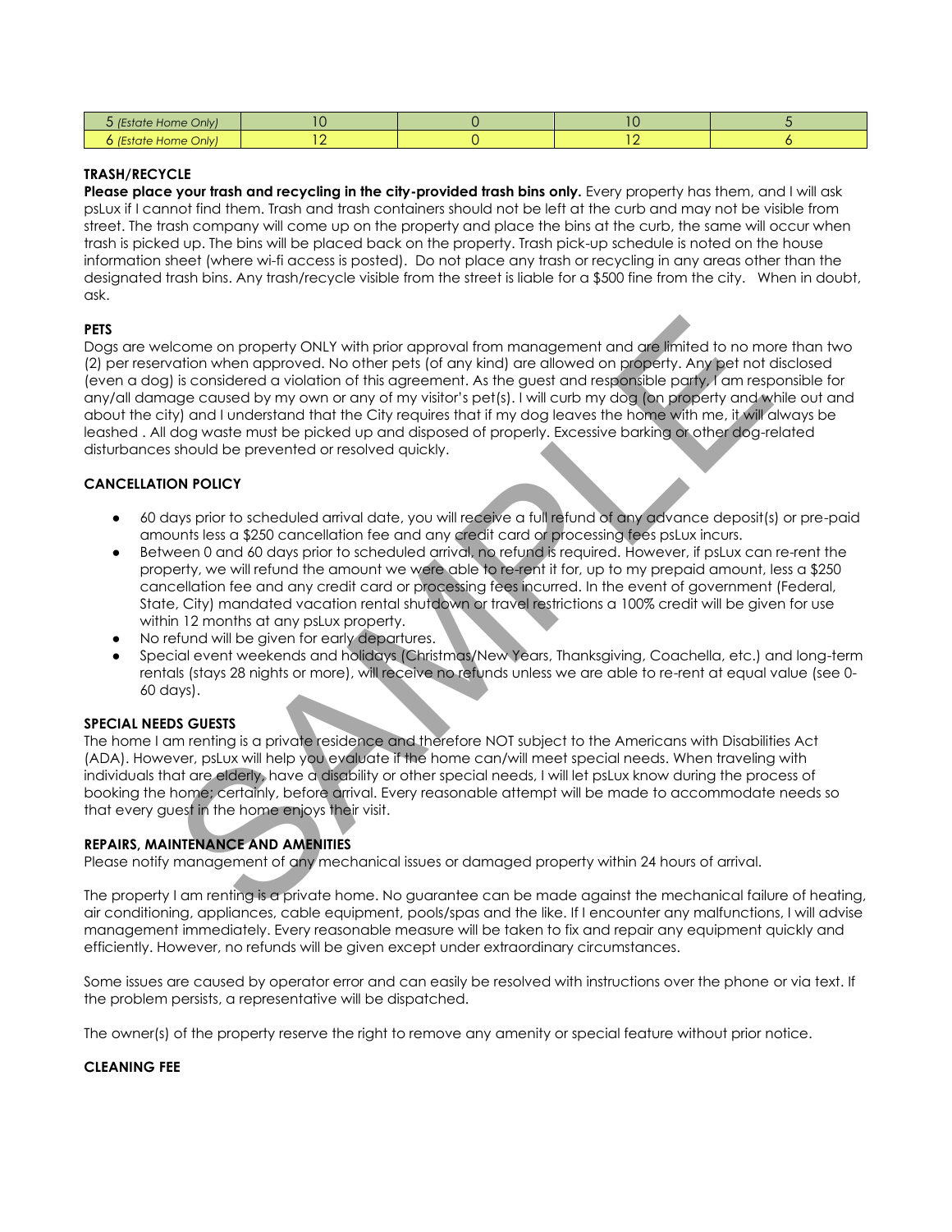| | | | | |
|---|---|---|---|---|
| 5 *(Estate Home Only)* | 10 | 0 | 10 | 5 |
| 6 *(Estate Home Only)* | 12 | 0 | 12 | 6 |

**TRASH/RECYCLE**

**Please place your trash and recycling in the city-provided trash bins only.** Every property has them, and I will ask psLux if I cannot find them. Trash and trash containers should not be left at the curb and may not be visible from street. The trash company will come up on the property and place the bins at the curb, the same will occur when trash is picked up. The bins will be placed back on the property. Trash pick-up schedule is noted on the house information sheet (where wi-fi access is posted). Do not place any trash or recycling in any areas other than the designated trash bins. Any trash/recycle visible from the street is liable for a $500 fine from the city. When in doubt, ask.

**PETS**

Dogs are welcome on property ONLY with prior approval from management and are limited to no more than two (2) per reservation when approved. No other pets (of any kind) are allowed on property. Any pet not disclosed (even a dog) is considered a violation of this agreement. As the guest and responsible party, I am responsible for any/all damage caused by my own or any of my visitor's pet(s). I will curb my dog (on property and while out and about the city) and I understand that the City requires that if my dog leaves the home with me, it will always be leashed . All dog waste must be picked up and disposed of properly. Excessive barking or other dog-related disturbances should be prevented or resolved quickly.

**CANCELLATION POLICY**

- 60 days prior to scheduled arrival date, you will receive a full refund of any advance deposit(s) or pre-paid amounts less a $250 cancellation fee and any credit card or processing fees psLux incurs.
- Between 0 and 60 days prior to scheduled arrival, no refund is required. However, if psLux can re-rent the property, we will refund the amount we were able to re-rent it for, up to my prepaid amount, less a $250 cancellation fee and any credit card or processing fees incurred. In the event of government (Federal, State, City) mandated vacation rental shutdown or travel restrictions a 100% credit will be given for use within 12 months at any psLux property.
- No refund will be given for early departures.
- Special event weekends and holidays (Christmas/New Years, Thanksgiving, Coachella, etc.) and long-term rentals (stays 28 nights or more), will receive no refunds unless we are able to re-rent at equal value (see 0-60 days).

**SPECIAL NEEDS GUESTS**

The home I am renting is a private residence and therefore NOT subject to the Americans with Disabilities Act (ADA). However, psLux will help you evaluate if the home can/will meet special needs. When traveling with individuals that are elderly, have a disability or other special needs, I will let psLux know during the process of booking the home; certainly, before arrival. Every reasonable attempt will be made to accommodate needs so that every guest in the home enjoys their visit.

**REPAIRS, MAINTENANCE AND AMENITIES**

Please notify management of any mechanical issues or damaged property within 24 hours of arrival.

The property I am renting is a private home. No guarantee can be made against the mechanical failure of heating, air conditioning, appliances, cable equipment, pools/spas and the like. If I encounter any malfunctions, I will advise management immediately. Every reasonable measure will be taken to fix and repair any equipment quickly and efficiently. However, no refunds will be given except under extraordinary circumstances.

Some issues are caused by operator error and can easily be resolved with instructions over the phone or via text. If the problem persists, a representative will be dispatched.

The owner(s) of the property reserve the right to remove any amenity or special feature without prior notice.

**CLEANING FEE**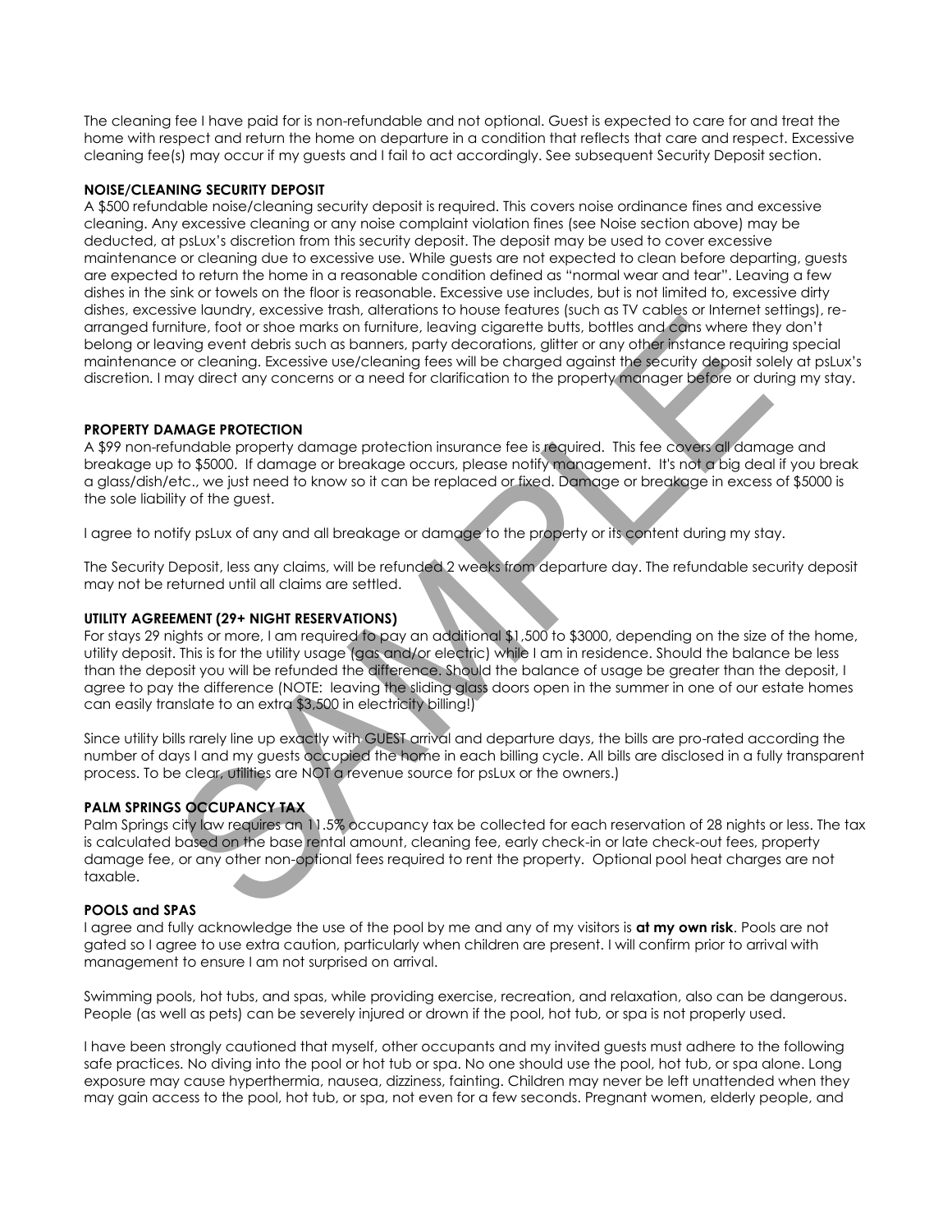The cleaning fee I have paid for is non-refundable and not optional. Guest is expected to care for and treat the home with respect and return the home on departure in a condition that reflects that care and respect. Excessive cleaning fee(s) may occur if my guests and I fail to act accordingly. See subsequent Security Deposit section.

**NOISE/CLEANING SECURITY DEPOSIT**

A $500 refundable noise/cleaning security deposit is required. This covers noise ordinance fines and excessive cleaning. Any excessive cleaning or any noise complaint violation fines (see Noise section above) may be deducted, at psLux's discretion from this security deposit. The deposit may be used to cover excessive maintenance or cleaning due to excessive use. While guests are not expected to clean before departing, guests are expected to return the home in a reasonable condition defined as "normal wear and tear". Leaving a few dishes in the sink or towels on the floor is reasonable. Excessive use includes, but is not limited to, excessive dirty dishes, excessive laundry, excessive trash, alterations to house features (such as TV cables or Internet settings), re-arranged furniture, foot or shoe marks on furniture, leaving cigarette butts, bottles and cans where they don't belong or leaving event debris such as banners, party decorations, glitter or any other instance requiring special maintenance or cleaning. Excessive use/cleaning fees will be charged against the security deposit solely at psLux's discretion. I may direct any concerns or a need for clarification to the property manager before or during my stay.

**PROPERTY DAMAGE PROTECTION**

A $99 non-refundable property damage protection insurance fee is required. This fee covers all damage and breakage up to $5000. If damage or breakage occurs, please notify management. It's not a big deal if you break a glass/dish/etc., we just need to know so it can be replaced or fixed. Damage or breakage in excess of $5000 is the sole liability of the guest.

I agree to notify psLux of any and all breakage or damage to the property or its content during my stay.

The Security Deposit, less any claims, will be refunded 2 weeks from departure day. The refundable security deposit may not be returned until all claims are settled.

**UTILITY AGREEMENT (29+ NIGHT RESERVATIONS)**

For stays 29 nights or more, I am required to pay an additional $1,500 to $3000, depending on the size of the home, utility deposit. This is for the utility usage (gas and/or electric) while I am in residence. Should the balance be less than the deposit you will be refunded the difference. Should the balance of usage be greater than the deposit, I agree to pay the difference (NOTE: leaving the sliding glass doors open in the summer in one of our estate homes can easily translate to an extra $3,500 in electricity billing!)

Since utility bills rarely line up exactly with GUEST arrival and departure days, the bills are pro-rated according the number of days I and my guests occupied the home in each billing cycle. All bills are disclosed in a fully transparent process. To be clear, utilities are NOT a revenue source for psLux or the owners.)

**PALM SPRINGS OCCUPANCY TAX**

Palm Springs city law requires an 11.5% occupancy tax be collected for each reservation of 28 nights or less. The tax is calculated based on the base rental amount, cleaning fee, early check-in or late check-out fees, property damage fee, or any other non-optional fees required to rent the property. Optional pool heat charges are not taxable.

**POOLS and SPAS**

I agree and fully acknowledge the use of the pool by me and any of my visitors is **at my own risk**. Pools are not gated so I agree to use extra caution, particularly when children are present. I will confirm prior to arrival with management to ensure I am not surprised on arrival.

Swimming pools, hot tubs, and spas, while providing exercise, recreation, and relaxation, also can be dangerous. People (as well as pets) can be severely injured or drown if the pool, hot tub, or spa is not properly used.

I have been strongly cautioned that myself, other occupants and my invited guests must adhere to the following safe practices. No diving into the pool or hot tub or spa. No one should use the pool, hot tub, or spa alone. Long exposure may cause hyperthermia, nausea, dizziness, fainting. Children may never be left unattended when they may gain access to the pool, hot tub, or spa, not even for a few seconds. Pregnant women, elderly people, and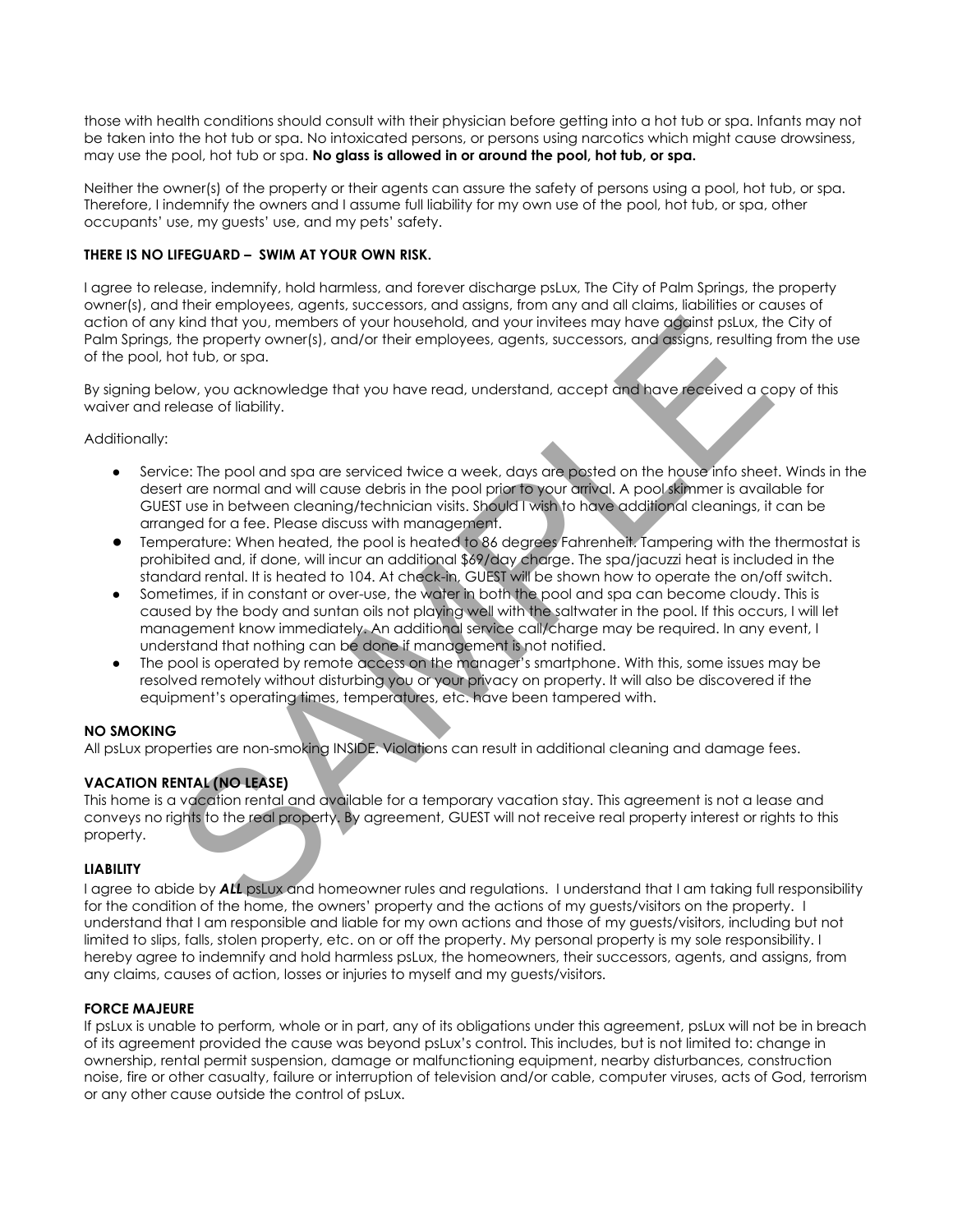those with health conditions should consult with their physician before getting into a hot tub or spa. Infants may not be taken into the hot tub or spa. No intoxicated persons, or persons using narcotics which might cause drowsiness, may use the pool, hot tub or spa. **No glass is allowed in or around the pool, hot tub, or spa.**

Neither the owner(s) of the property or their agents can assure the safety of persons using a pool, hot tub, or spa. Therefore, I indemnify the owners and I assume full liability for my own use of the pool, hot tub, or spa, other occupants' use, my guests' use, and my pets' safety.

**THERE IS NO LIFEGUARD – SWIM AT YOUR OWN RISK.**

I agree to release, indemnify, hold harmless, and forever discharge psLux, The City of Palm Springs, the property owner(s), and their employees, agents, successors, and assigns, from any and all claims, liabilities or causes of action of any kind that you, members of your household, and your invitees may have against psLux, the City of Palm Springs, the property owner(s), and/or their employees, agents, successors, and assigns, resulting from the use of the pool, hot tub, or spa.

By signing below, you acknowledge that you have read, understand, accept and have received a copy of this waiver and release of liability.

Additionally:

- Service: The pool and spa are serviced twice a week, days are posted on the house info sheet. Winds in the desert are normal and will cause debris in the pool prior to your arrival. A pool skimmer is available for GUEST use in between cleaning/technician visits. Should I wish to have additional cleanings, it can be arranged for a fee. Please discuss with management.
- Temperature: When heated, the pool is heated to 86 degrees Fahrenheit. Tampering with the thermostat is prohibited and, if done, will incur an additional $69/day charge. The spa/jacuzzi heat is included in the standard rental. It is heated to 104. At check-in, GUEST will be shown how to operate the on/off switch.
- Sometimes, if in constant or over-use, the water in both the pool and spa can become cloudy. This is caused by the body and suntan oils not playing well with the saltwater in the pool. If this occurs, I will let management know immediately. An additional service call/charge may be required. In any event, I understand that nothing can be done if management is not notified.
- The pool is operated by remote access on the manager's smartphone. With this, some issues may be resolved remotely without disturbing you or your privacy on property. It will also be discovered if the equipment's operating times, temperatures, etc. have been tampered with.

**NO SMOKING**

All psLux properties are non-smoking INSIDE. Violations can result in additional cleaning and damage fees.

**VACATION RENTAL (NO LEASE)**

This home is a vacation rental and available for a temporary vacation stay. This agreement is not a lease and conveys no rights to the real property. By agreement, GUEST will not receive real property interest or rights to this property.

**LIABILITY**

I agree to abide by ***ALL*** psLux and homeowner rules and regulations. I understand that I am taking full responsibility for the condition of the home, the owners' property and the actions of my guests/visitors on the property. I understand that I am responsible and liable for my own actions and those of my guests/visitors, including but not limited to slips, falls, stolen property, etc. on or off the property. My personal property is my sole responsibility. I hereby agree to indemnify and hold harmless psLux, the homeowners, their successors, agents, and assigns, from any claims, causes of action, losses or injuries to myself and my guests/visitors.

**FORCE MAJEURE**

If psLux is unable to perform, whole or in part, any of its obligations under this agreement, psLux will not be in breach of its agreement provided the cause was beyond psLux's control. This includes, but is not limited to: change in ownership, rental permit suspension, damage or malfunctioning equipment, nearby disturbances, construction noise, fire or other casualty, failure or interruption of television and/or cable, computer viruses, acts of God, terrorism or any other cause outside the control of psLux.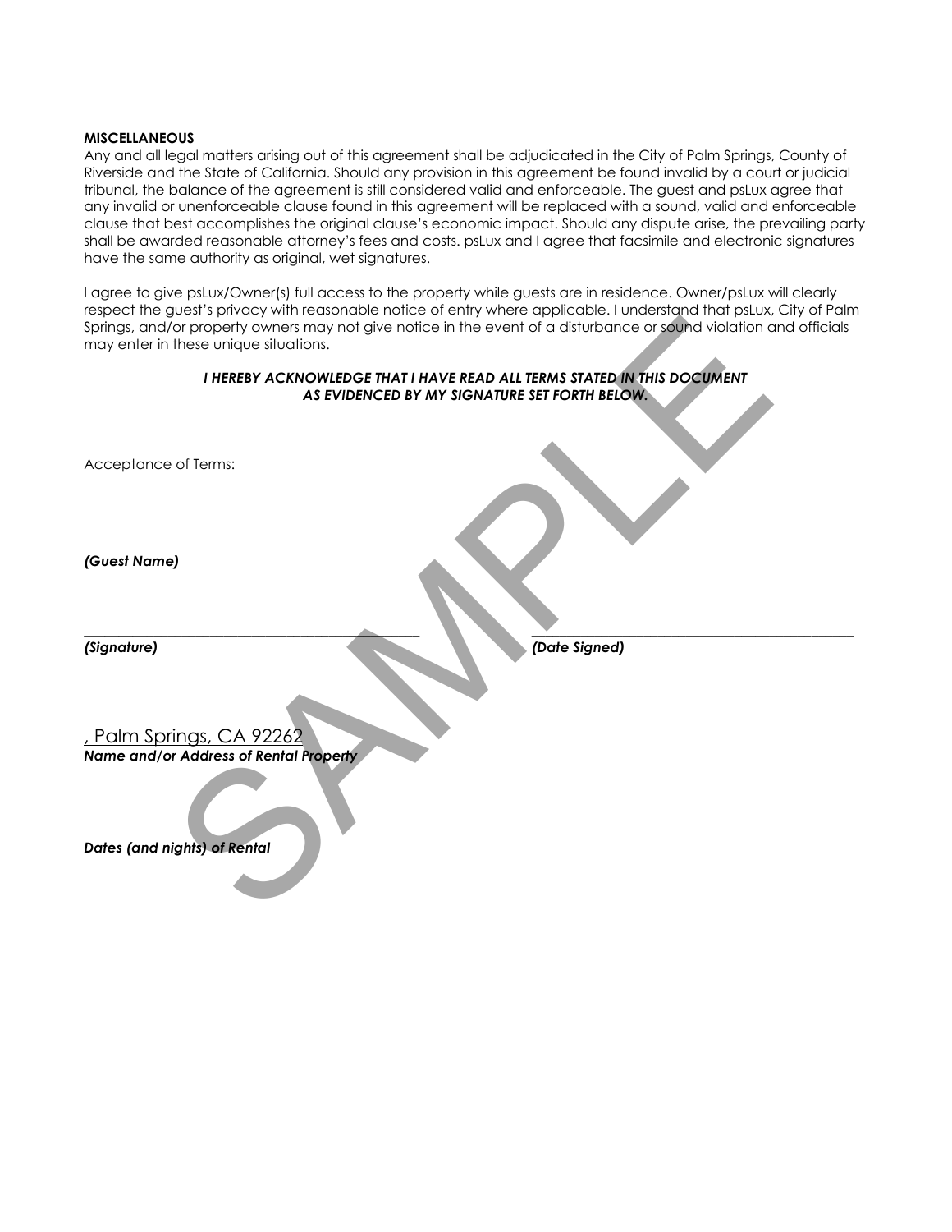**MISCELLANEOUS**

Any and all legal matters arising out of this agreement shall be adjudicated in the City of Palm Springs, County of Riverside and the State of California. Should any provision in this agreement be found invalid by a court or judicial tribunal, the balance of the agreement is still considered valid and enforceable. The guest and psLux agree that any invalid or unenforceable clause found in this agreement will be replaced with a sound, valid and enforceable clause that best accomplishes the original clause's economic impact. Should any dispute arise, the prevailing party shall be awarded reasonable attorney's fees and costs. psLux and I agree that facsimile and electronic signatures have the same authority as original, wet signatures.

I agree to give psLux/Owner(s) full access to the property while guests are in residence. Owner/psLux will clearly respect the guest's privacy with reasonable notice of entry where applicable. I understand that psLux, City of Palm Springs, and/or property owners may not give notice in the event of a disturbance or sound violation and officials may enter in these unique situations.

***I HEREBY ACKNOWLEDGE THAT I HAVE READ ALL TERMS STATED IN THIS DOCUMENT AS EVIDENCED BY MY SIGNATURE SET FORTH BELOW.***

Acceptance of Terms:

***(Guest Name)***

_______________________________________________ _______________________________________________

***(Signature)*** ***(Date Signed)***

, Palm Springs, CA 92262

***Name and/or Address of Rental Property***

***Dates (and nights) of Rental***

SAMPLE